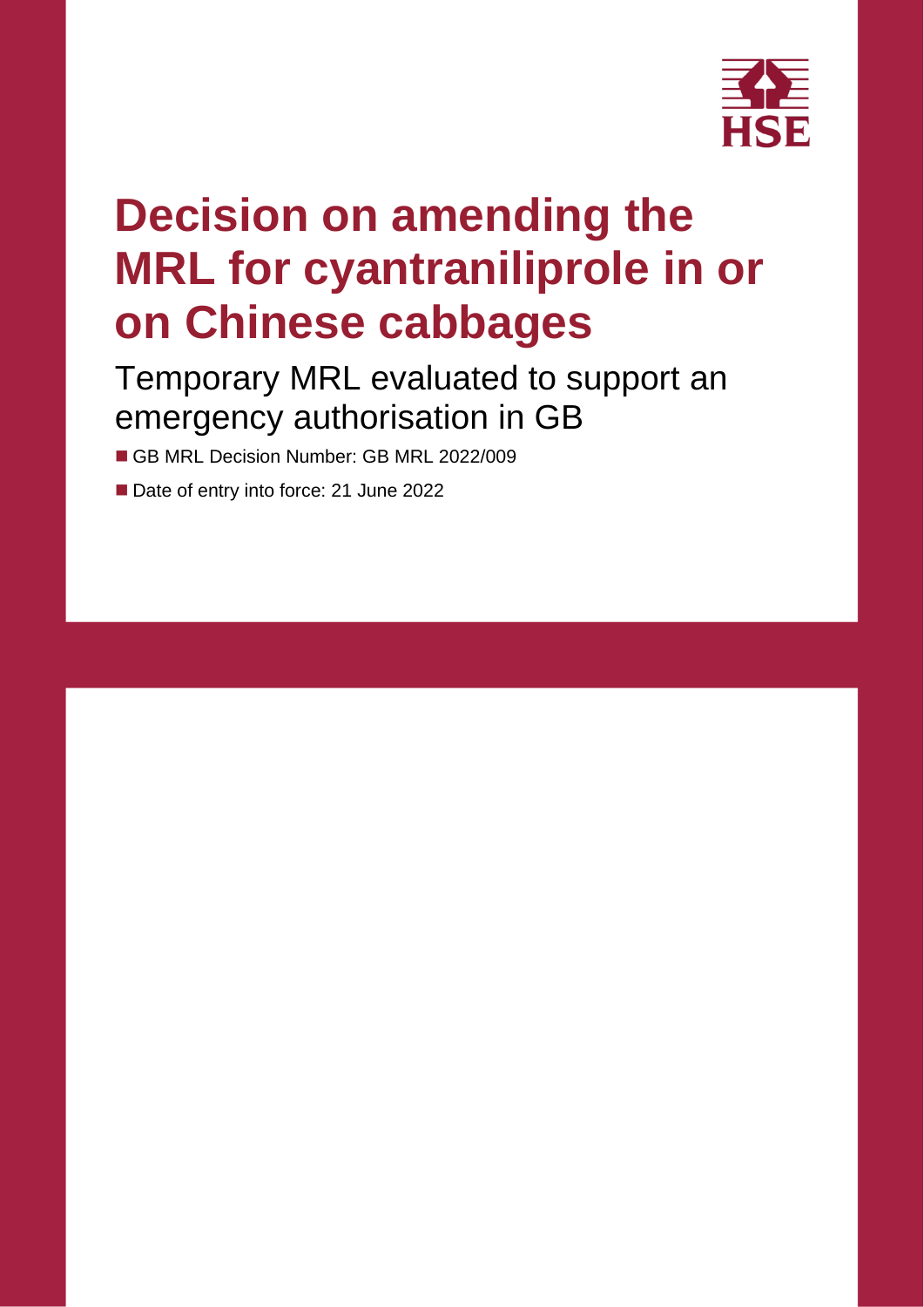# Decision on amending the MRL for cyantraniliprole in or on Chinese cabbages

## Temporary MRL evaluated to support an emergency authorisation in GB

- GB MRL Decision Number: GB MRL 2022/009
- Date of entry into force: 21 June 2022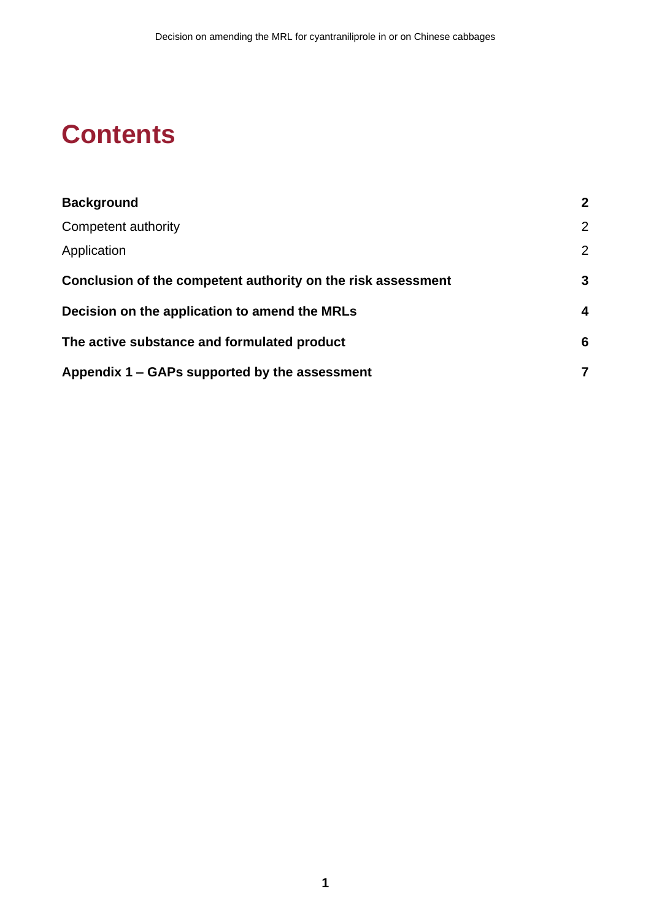# Contents

| | |
|---|---|
| **Background** | **2** |
| Competent authority | 2 |
| Application | 2 |
| **Conclusion of the competent authority on the risk assessment** | **3** |
| **Decision on the application to amend the MRLs** | **4** |
| **The active substance and formulated product** | **6** |
| **Appendix 1 – GAPs supported by the assessment** | **7** |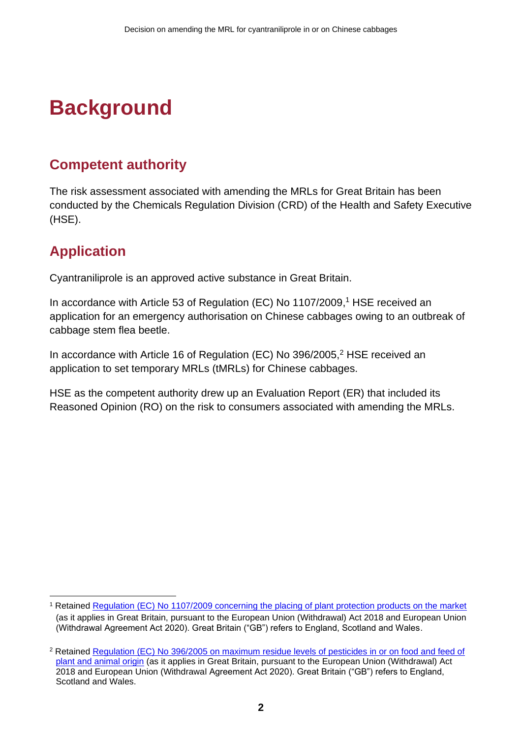# Background

## Competent authority

The risk assessment associated with amending the MRLs for Great Britain has been conducted by the Chemicals Regulation Division (CRD) of the Health and Safety Executive (HSE).

## Application

Cyantraniliprole is an approved active substance in Great Britain.

In accordance with Article 53 of Regulation (EC) No 1107/2009,[1] HSE received an application for an emergency authorisation on Chinese cabbages owing to an outbreak of cabbage stem flea beetle.

In accordance with Article 16 of Regulation (EC) No 396/2005,[2] HSE received an application to set temporary MRLs (tMRLs) for Chinese cabbages.

HSE as the competent authority drew up an Evaluation Report (ER) that included its Reasoned Opinion (RO) on the risk to consumers associated with amending the MRLs.

---

[1] Retained Regulation (EC) No 1107/2009 concerning the placing of plant protection products on the market (as it applies in Great Britain, pursuant to the European Union (Withdrawal) Act 2018 and European Union (Withdrawal Agreement Act 2020). Great Britain ("GB") refers to England, Scotland and Wales.

[2] Retained Regulation (EC) No 396/2005 on maximum residue levels of pesticides in or on food and feed of plant and animal origin (as it applies in Great Britain, pursuant to the European Union (Withdrawal) Act 2018 and European Union (Withdrawal Agreement Act 2020). Great Britain ("GB") refers to England, Scotland and Wales.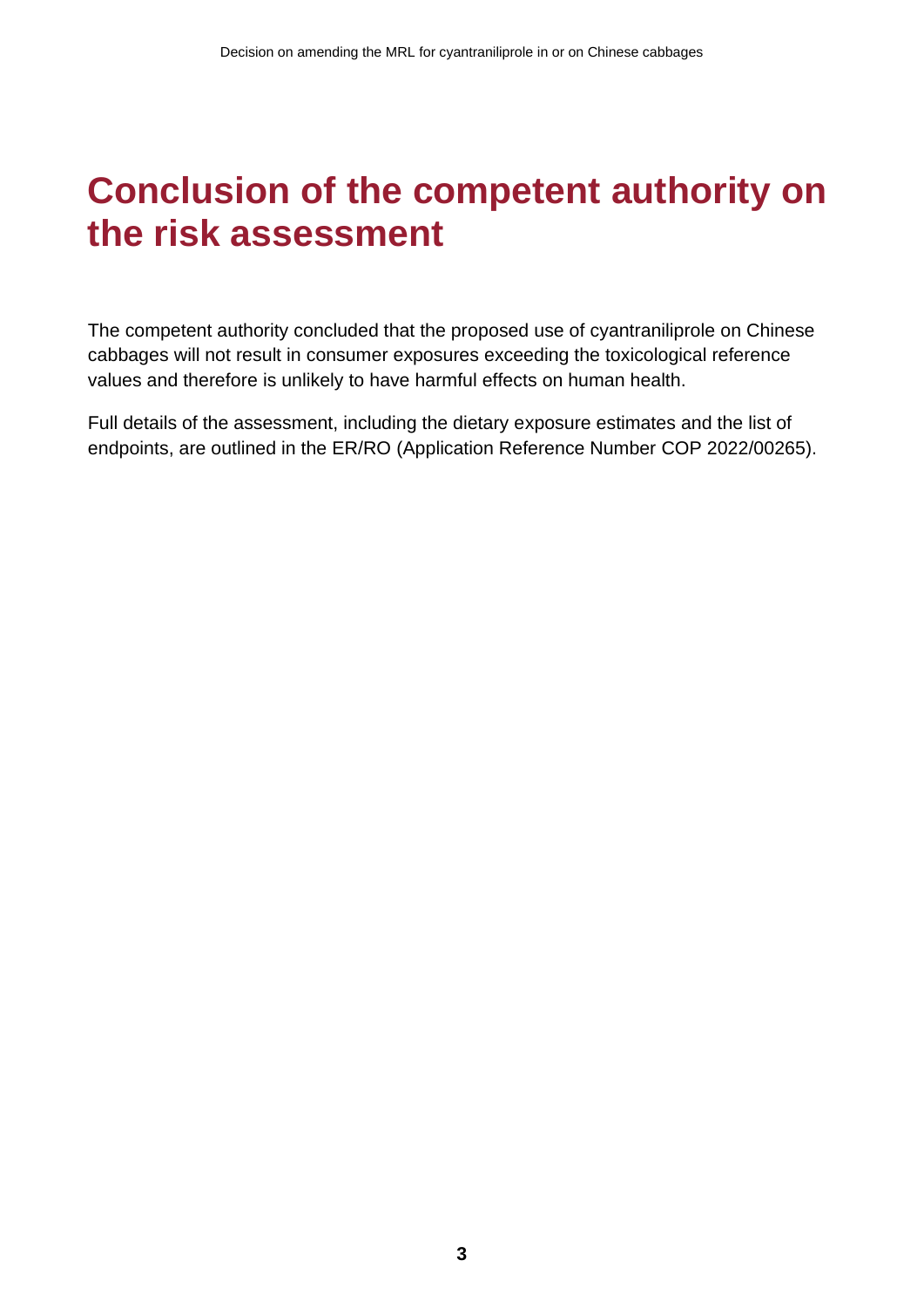# Conclusion of the competent authority on the risk assessment

The competent authority concluded that the proposed use of cyantraniliprole on Chinese cabbages will not result in consumer exposures exceeding the toxicological reference values and therefore is unlikely to have harmful effects on human health.

Full details of the assessment, including the dietary exposure estimates and the list of endpoints, are outlined in the ER/RO (Application Reference Number COP 2022/00265).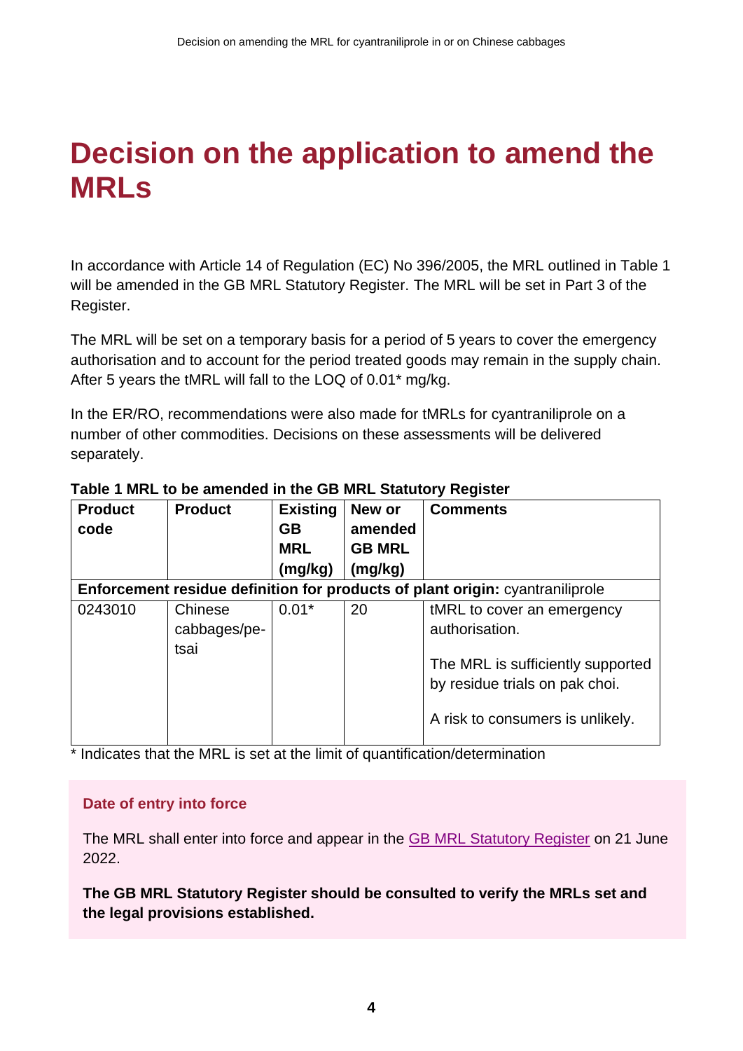# Decision on the application to amend the MRLs

In accordance with Article 14 of Regulation (EC) No 396/2005, the MRL outlined in Table 1 will be amended in the GB MRL Statutory Register. The MRL will be set in Part 3 of the Register.

The MRL will be set on a temporary basis for a period of 5 years to cover the emergency authorisation and to account for the period treated goods may remain in the supply chain. After 5 years the tMRL will fall to the LOQ of 0.01* mg/kg.

In the ER/RO, recommendations were also made for tMRLs for cyantraniliprole on a number of other commodities. Decisions on these assessments will be delivered separately.

**Table 1 MRL to be amended in the GB MRL Statutory Register**

| Product code | Product | Existing GB MRL (mg/kg) | New or amended GB MRL (mg/kg) | Comments |
|---|---|---|---|---|
| **Enforcement residue definition for products of plant origin:** cyantraniliprole | | | | |
| 0243010 | Chinese cabbages/pe-tsai | 0.01* | 20 | tMRL to cover an emergency authorisation.<br><br>The MRL is sufficiently supported by residue trials on pak choi.<br><br>A risk to consumers is unlikely. |

* Indicates that the MRL is set at the limit of quantification/determination

**Date of entry into force**

The MRL shall enter into force and appear in the GB MRL Statutory Register on 21 June 2022.

**The GB MRL Statutory Register should be consulted to verify the MRLs set and the legal provisions established.**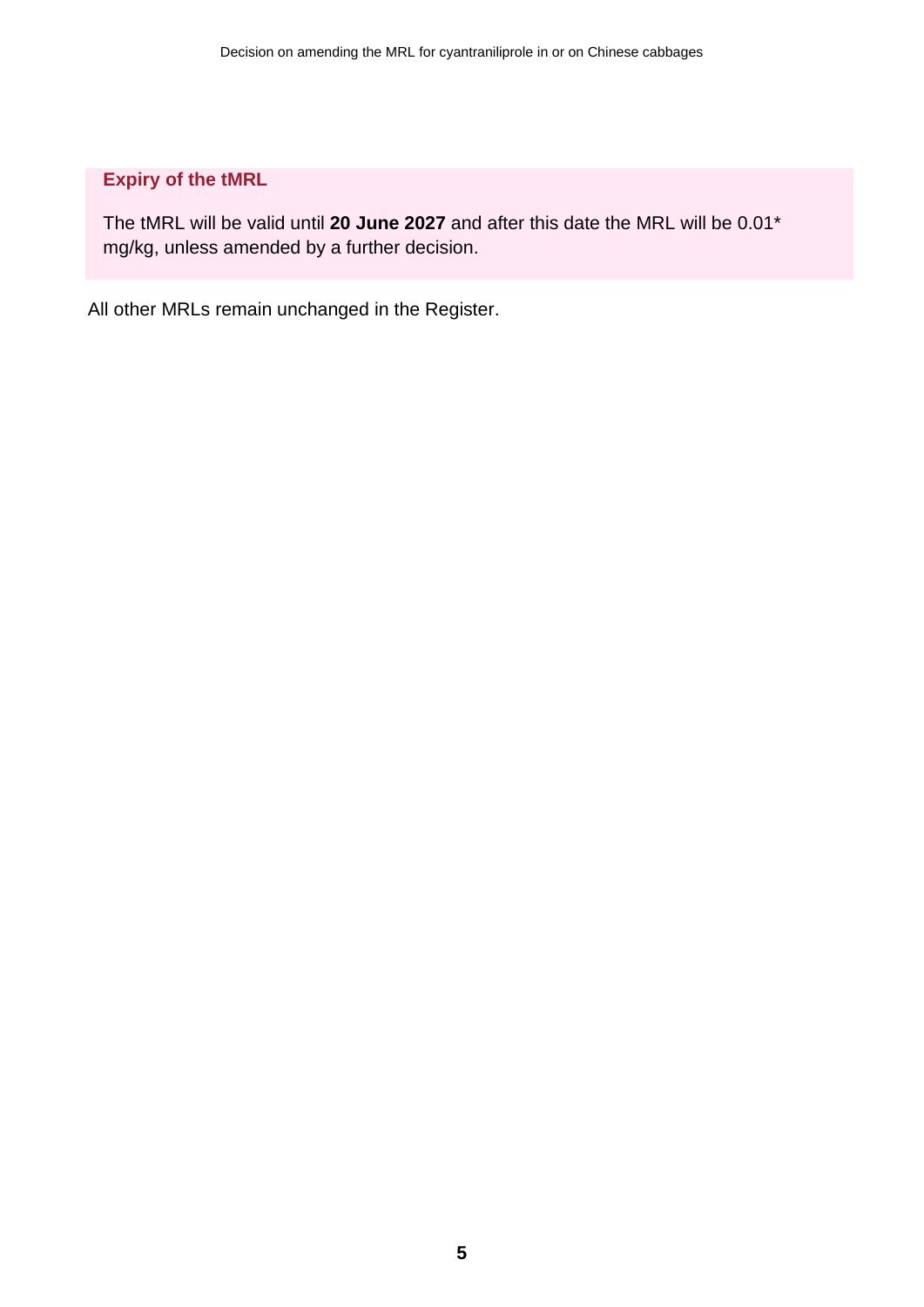### Expiry of the tMRL

The tMRL will be valid until **20 June 2027** and after this date the MRL will be 0.01* mg/kg, unless amended by a further decision.

All other MRLs remain unchanged in the Register.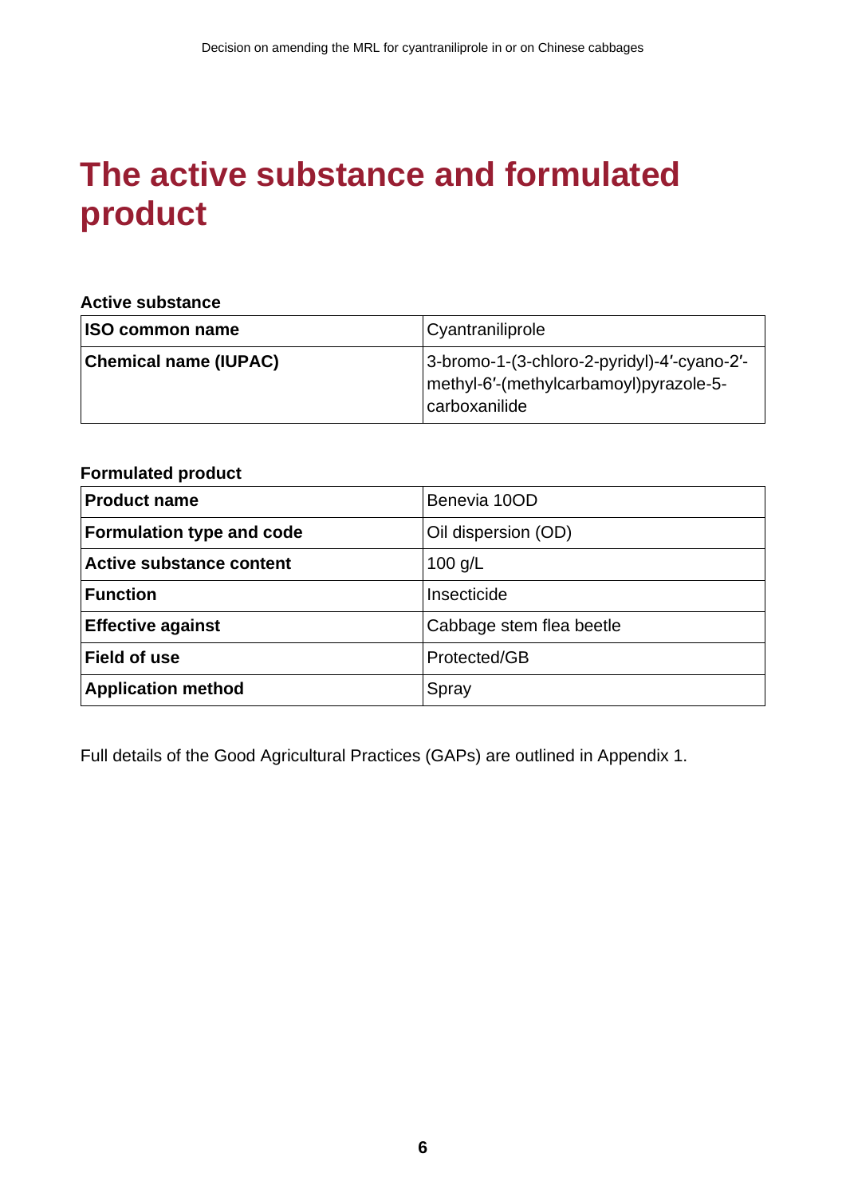# The active substance and formulated product

**Active substance**

| | |
|---|---|
| **ISO common name** | Cyantraniliprole |
| **Chemical name (IUPAC)** | 3-bromo-1-(3-chloro-2-pyridyl)-4′-cyano-2′-methyl-6′-(methylcarbamoyl)pyrazole-5-carboxanilide |

**Formulated product**

| | |
|---|---|
| **Product name** | Benevia 10OD |
| **Formulation type and code** | Oil dispersion (OD) |
| **Active substance content** | 100 g/L |
| **Function** | Insecticide |
| **Effective against** | Cabbage stem flea beetle |
| **Field of use** | Protected/GB |
| **Application method** | Spray |

Full details of the Good Agricultural Practices (GAPs) are outlined in Appendix 1.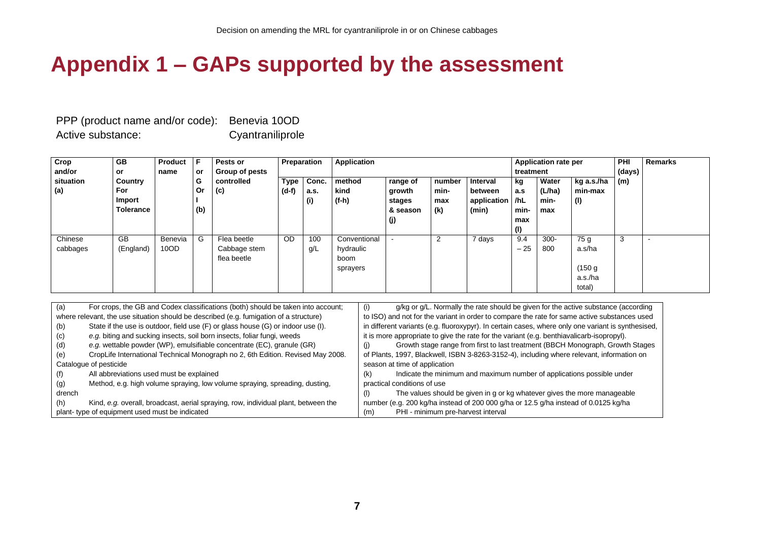# Appendix 1 – GAPs supported by the assessment

PPP (product name and/or code): Benevia 10OD

Active substance: Cyantraniliprole

| Crop and/or situation (a) | GB or Country For Import Tolerance | Product name | F or G Or I (b) | Pests or Group of pests controlled (c) | Preparation | | Application | | | | Application rate per treatment | | | PHI (days) (m) | Remarks |
|---|---|---|---|---|---|---|---|---|---|---|---|---|---|---|---|
| | | | | | Type (d-f) | Conc. a.s. (i) | method kind (f-h) | range of growth stages & season (j) | number min-max (k) | Interval between application (min) | kg a.s /hL min-max (l) | Water (L/ha) min-max | kg a.s./ha min-max (l) | | |
| Chinese cabbages | GB (England) | Benevia 10OD | G | Flea beetle Cabbage stem flea beetle | OD | 100 g/L | Conventional hydraulic boom sprayers | - | 2 | 7 days | 9.4 – 25 | 300-800 | 75 g a.s/ha (150 g a.s./ha total) | 3 | - |

(a) For crops, the GB and Codex classifications (both) should be taken into account; where relevant, the use situation should be described (e.g. fumigation of a structure)

(b) State if the use is outdoor, field use (F) or glass house (G) or indoor use (I).

(c) *e.g.* biting and sucking insects, soil born insects, foliar fungi, weeds

(d) *e.g.* wettable powder (WP), emulsifiable concentrate (EC), granule (GR)

(e) CropLife International Technical Monograph no 2, 6th Edition. Revised May 2008. Catalogue of pesticide

(f) All abbreviations used must be explained

(g) Method, e.g. high volume spraying, low volume spraying, spreading, dusting, drench

(h) Kind, *e.g.* overall, broadcast, aerial spraying, row, individual plant, between the plant- type of equipment used must be indicated

(i) g/kg or g/L. Normally the rate should be given for the active substance (according to ISO) and not for the variant in order to compare the rate for same active substances used in different variants (e.g. fluoroxypyr). In certain cases, where only one variant is synthesised, it is more appropriate to give the rate for the variant (e.g. benthiavalicarb-isopropyl).

(j) Growth stage range from first to last treatment (BBCH Monograph, Growth Stages of Plants, 1997, Blackwell, ISBN 3-8263-3152-4), including where relevant, information on season at time of application

(k) Indicate the minimum and maximum number of applications possible under practical conditions of use

(l) The values should be given in g or kg whatever gives the more manageable number (e.g. 200 kg/ha instead of 200 000 g/ha or 12.5 g/ha instead of 0.0125 kg/ha

(m) PHI - minimum pre-harvest interval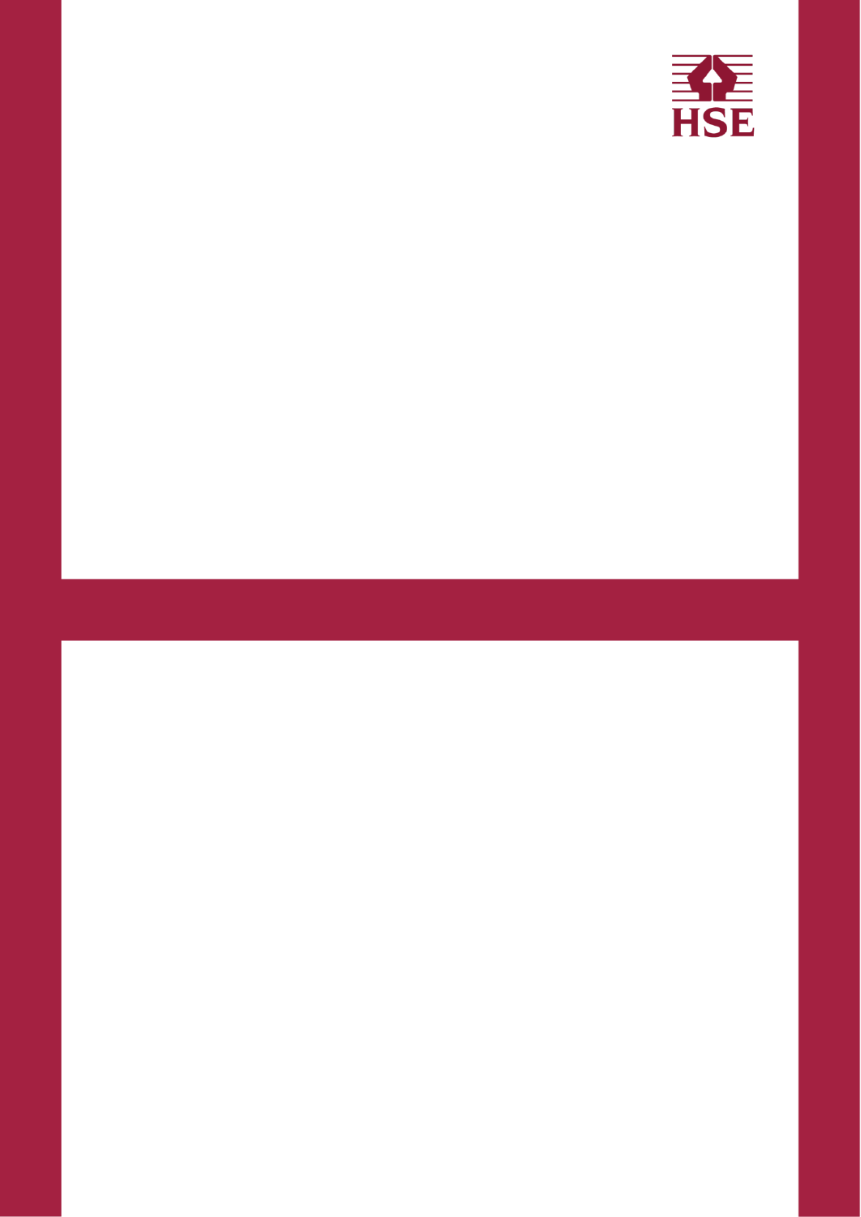HSE